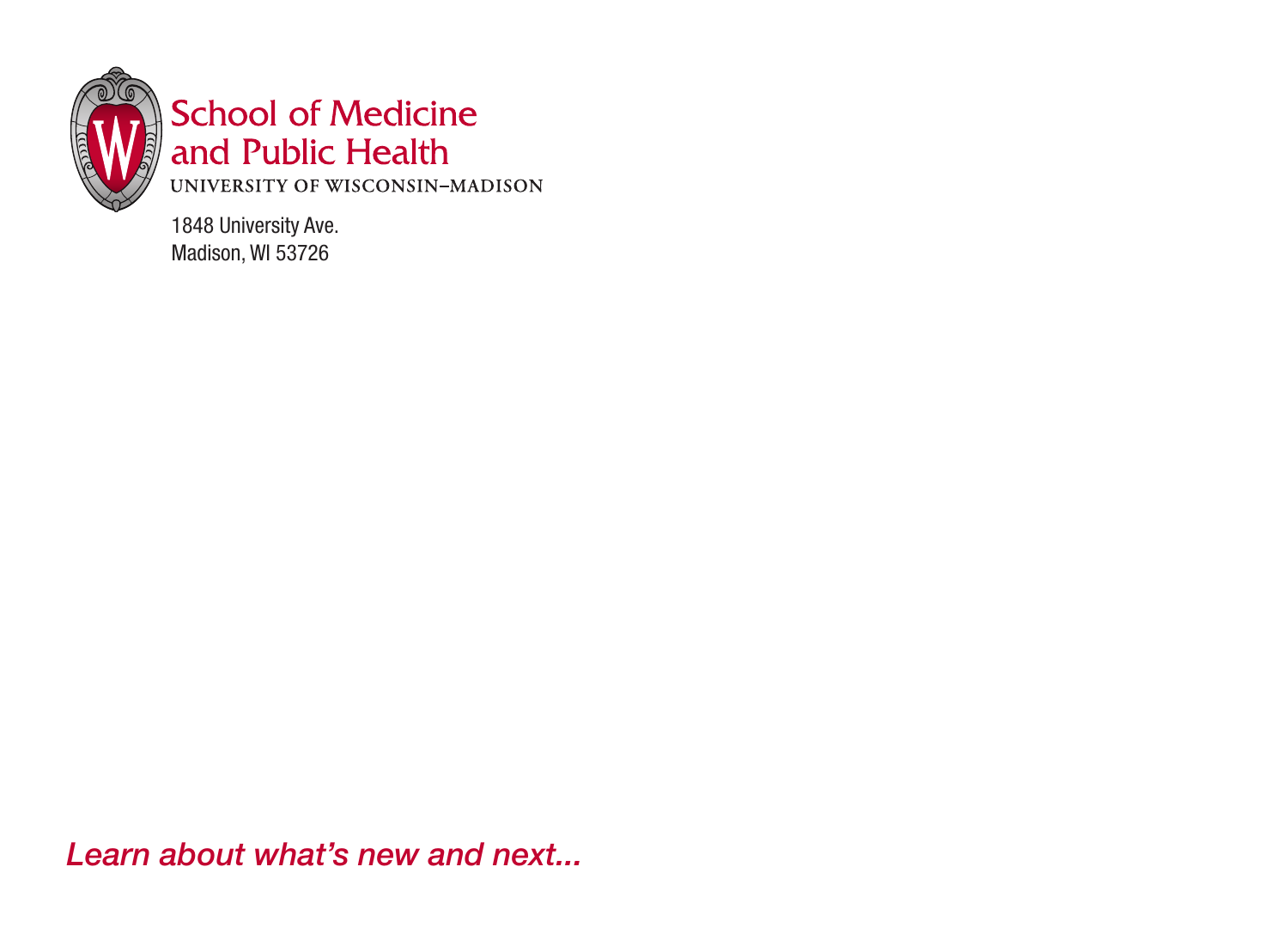# School of Medicine and Public Health

UNIVERSITY OF WISCONSIN–MADISON

1848 University Ave.
Madison, WI 53726

*Learn about what's new and next...*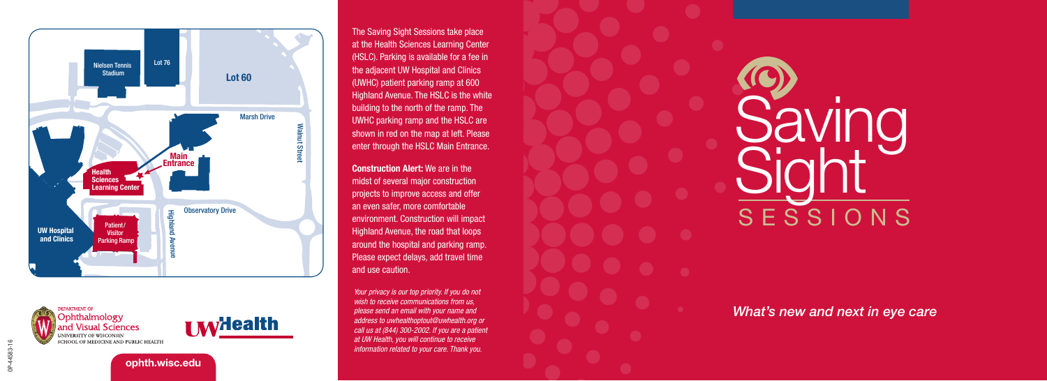Nielsen Tennis Stadium

Lot 76

Lot 60

Marsh Drive

Walnut Steet

Main Entrance

Health Sciences Learning Center

Observatory Drive

Highland Avenue

UW Hospital and Clinics

Patient/ Visitor Parking Ramp

DEPARTMENT OF Ophthalmology and Visual Sciences UNIVERSITY OF WISCONSIN SCHOOL OF MEDICINE AND PUBLIC HEALTH

UWHealth

**ophth.wisc.edu**

OP-44583-16

The Saving Sight Sessions take place at the Health Sciences Learning Center (HSLC). Parking is available for a fee in the adjacent UW Hospital and Clinics (UWHC) patient parking ramp at 600 Highland Avenue. The HSLC is the white building to the north of the ramp. The UWHC parking ramp and the HSLC are shown in red on the map at left. Please enter through the HSLC Main Entrance.

**Construction Alert:** We are in the midst of several major construction projects to improve access and offer an even safer, more comfortable environment. Construction will impact Highland Avenue, the road that loops around the hospital and parking ramp. Please expect delays, add travel time and use caution.

*Your privacy is our top priority. If you do not wish to receive communications from us, please send an email with your name and address to uwhealthoptout@uwhealth.org or call us at (844) 300-2002. If you are a patient at UW Health, you will continue to receive information related to your care. Thank you.*

# Saving Sight SESSIONS

*What's new and next in eye care*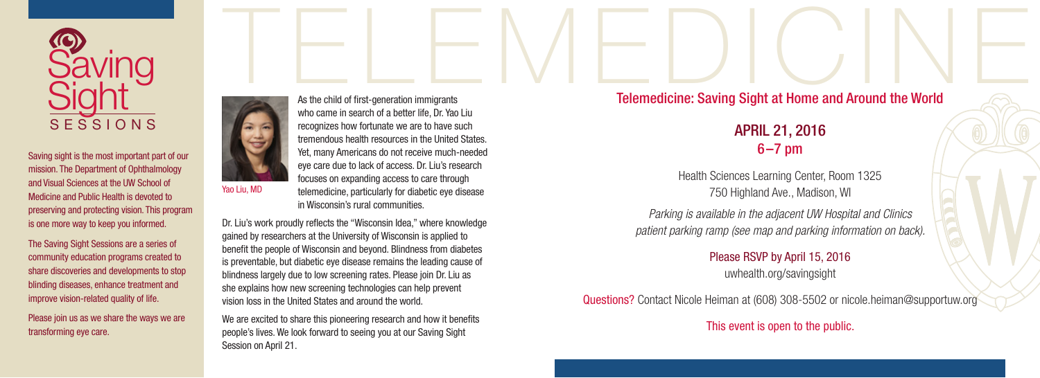# Saving Sight SESSIONS

Saving sight is the most important part of our mission. The Department of Ophthalmology and Visual Sciences at the UW School of Medicine and Public Health is devoted to preserving and protecting vision. This program is one more way to keep you informed.

The Saving Sight Sessions are a series of community education programs created to share discoveries and developments to stop blinding diseases, enhance treatment and improve vision-related quality of life.

Please join us as we share the ways we are transforming eye care.

# TELEMEDICINE

Yao Liu, MD

As the child of first-generation immigrants who came in search of a better life, Dr. Yao Liu recognizes how fortunate we are to have such tremendous health resources in the United States. Yet, many Americans do not receive much-needed eye care due to lack of access. Dr. Liu's research focuses on expanding access to care through telemedicine, particularly for diabetic eye disease in Wisconsin's rural communities.

Dr. Liu's work proudly reflects the "Wisconsin Idea," where knowledge gained by researchers at the University of Wisconsin is applied to benefit the people of Wisconsin and beyond. Blindness from diabetes is preventable, but diabetic eye disease remains the leading cause of blindness largely due to low screening rates. Please join Dr. Liu as she explains how new screening technologies can help prevent vision loss in the United States and around the world.

We are excited to share this pioneering research and how it benefits people's lives. We look forward to seeing you at our Saving Sight Session on April 21.

## Telemedicine: Saving Sight at Home and Around the World

### APRIL 21, 2016
### 6–7 pm

Health Sciences Learning Center, Room 1325
750 Highland Ave., Madison, WI

*Parking is available in the adjacent UW Hospital and Clinics patient parking ramp (see map and parking information on back).*

Please RSVP by April 15, 2016
uwhealth.org/savingsight

Questions? Contact Nicole Heiman at (608) 308-5502 or nicole.heiman@supportuw.org

This event is open to the public.